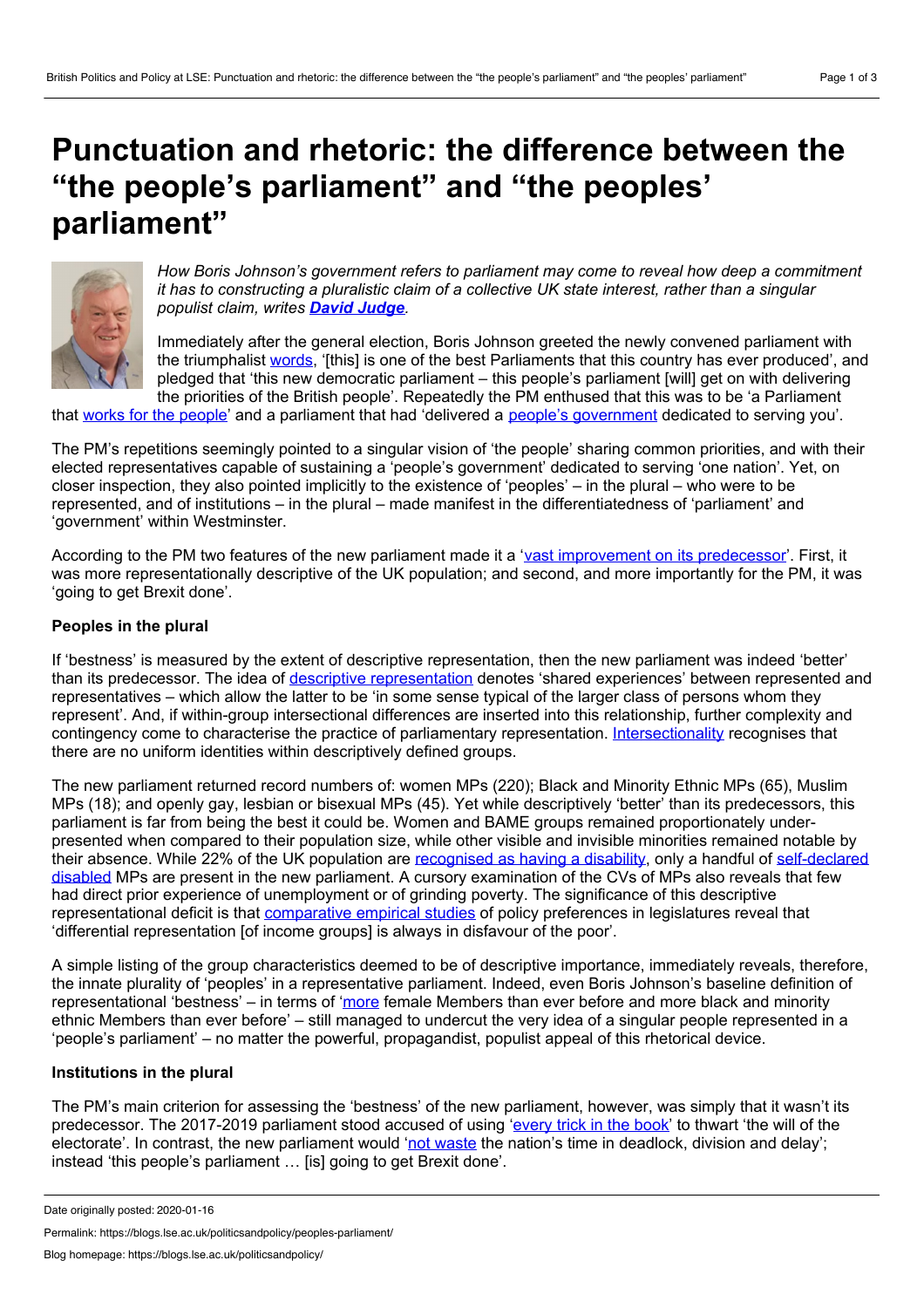# Punctuation and rhetoric: the difference between the "the people's parliament" and "the peoples' parliament"

*How Boris Johnson's government refers to parliament may come to reveal how deep a commitment it has to constructing a pluralistic claim of a collective UK state interest, rather than a singular populist claim, writes* ***David Judge****.*

Immediately after the general election, Boris Johnson greeted the newly convened parliament with the triumphalist words, '[this] is one of the best Parliaments that this country has ever produced', and pledged that 'this new democratic parliament – this people's parliament [will] get on with delivering the priorities of the British people'. Repeatedly the PM enthused that this was to be 'a Parliament that works for the people' and a parliament that had 'delivered a people's government dedicated to serving you'.

The PM's repetitions seemingly pointed to a singular vision of 'the people' sharing common priorities, and with their elected representatives capable of sustaining a 'people's government' dedicated to serving 'one nation'. Yet, on closer inspection, they also pointed implicitly to the existence of 'peoples' – in the plural – who were to be represented, and of institutions – in the plural – made manifest in the differentiatedness of 'parliament' and 'government' within Westminster.

According to the PM two features of the new parliament made it a 'vast improvement on its predecessor'. First, it was more representationally descriptive of the UK population; and second, and more importantly for the PM, it was 'going to get Brexit done'.

**Peoples in the plural**

If 'bestness' is measured by the extent of descriptive representation, then the new parliament was indeed 'better' than its predecessor. The idea of descriptive representation denotes 'shared experiences' between represented and representatives – which allow the latter to be 'in some sense typical of the larger class of persons whom they represent'. And, if within-group intersectional differences are inserted into this relationship, further complexity and contingency come to characterise the practice of parliamentary representation. Intersectionality recognises that there are no uniform identities within descriptively defined groups.

The new parliament returned record numbers of: women MPs (220); Black and Minority Ethnic MPs (65), Muslim MPs (18); and openly gay, lesbian or bisexual MPs (45). Yet while descriptively 'better' than its predecessors, this parliament is far from being the best it could be. Women and BAME groups remained proportionately under-presented when compared to their population size, while other visible and invisible minorities remained notable by their absence. While 22% of the UK population are recognised as having a disability, only a handful of self-declared disabled MPs are present in the new parliament. A cursory examination of the CVs of MPs also reveals that few had direct prior experience of unemployment or of grinding poverty. The significance of this descriptive representational deficit is that comparative empirical studies of policy preferences in legislatures reveal that 'differential representation [of income groups] is always in disfavour of the poor'.

A simple listing of the group characteristics deemed to be of descriptive importance, immediately reveals, therefore, the innate plurality of 'peoples' in a representative parliament. Indeed, even Boris Johnson's baseline definition of representational 'bestness' – in terms of 'more female Members than ever before and more black and minority ethnic Members than ever before' – still managed to undercut the very idea of a singular people represented in a 'people's parliament' – no matter the powerful, propagandist, populist appeal of this rhetorical device.

**Institutions in the plural**

The PM's main criterion for assessing the 'bestness' of the new parliament, however, was simply that it wasn't its predecessor. The 2017-2019 parliament stood accused of using 'every trick in the book' to thwart 'the will of the electorate'. In contrast, the new parliament would 'not waste the nation's time in deadlock, division and delay'; instead 'this people's parliament … [is] going to get Brexit done'.

Date originally posted: 2020-01-16

Permalink: https://blogs.lse.ac.uk/politicsandpolicy/peoples-parliament/

Blog homepage: https://blogs.lse.ac.uk/politicsandpolicy/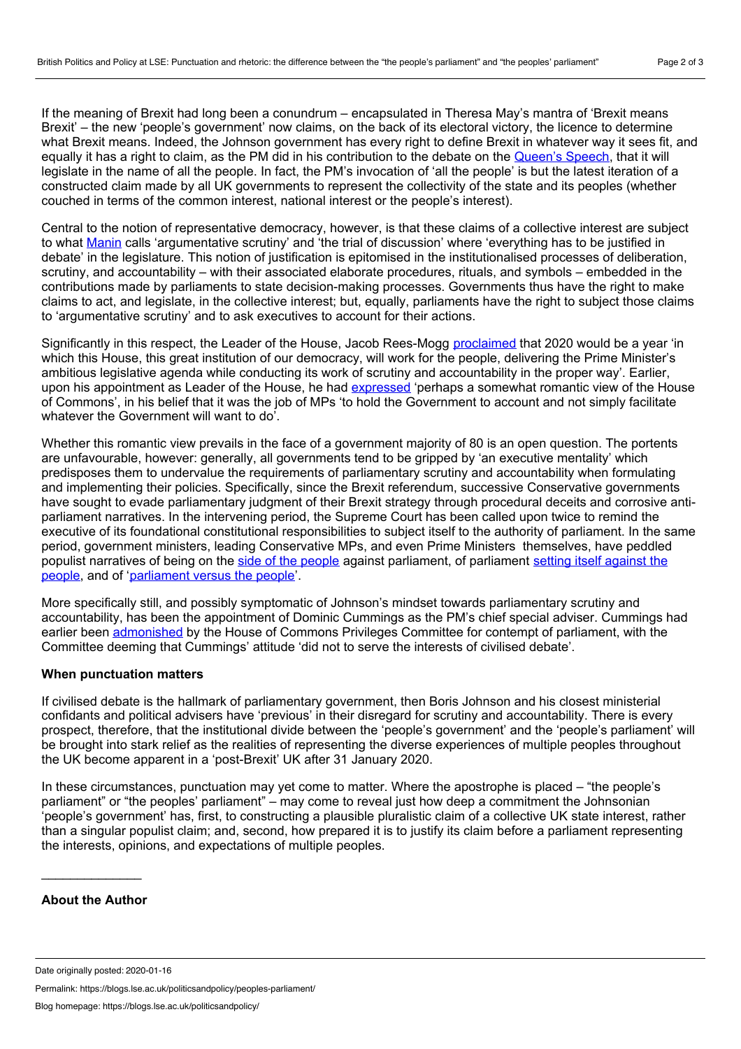If the meaning of Brexit had long been a conundrum – encapsulated in Theresa May's mantra of 'Brexit means Brexit' – the new 'people's government' now claims, on the back of its electoral victory, the licence to determine what Brexit means. Indeed, the Johnson government has every right to define Brexit in whatever way it sees fit, and equally it has a right to claim, as the PM did in his contribution to the debate on the Queen's Speech, that it will legislate in the name of all the people. In fact, the PM's invocation of 'all the people' is but the latest iteration of a constructed claim made by all UK governments to represent the collectivity of the state and its peoples (whether couched in terms of the common interest, national interest or the people's interest).

Central to the notion of representative democracy, however, is that these claims of a collective interest are subject to what Manin calls 'argumentative scrutiny' and 'the trial of discussion' where 'everything has to be justified in debate' in the legislature. This notion of justification is epitomised in the institutionalised processes of deliberation, scrutiny, and accountability – with their associated elaborate procedures, rituals, and symbols – embedded in the contributions made by parliaments to state decision-making processes. Governments thus have the right to make claims to act, and legislate, in the collective interest; but, equally, parliaments have the right to subject those claims to 'argumentative scrutiny' and to ask executives to account for their actions.

Significantly in this respect, the Leader of the House, Jacob Rees-Mogg proclaimed that 2020 would be a year 'in which this House, this great institution of our democracy, will work for the people, delivering the Prime Minister's ambitious legislative agenda while conducting its work of scrutiny and accountability in the proper way'. Earlier, upon his appointment as Leader of the House, he had expressed 'perhaps a somewhat romantic view of the House of Commons', in his belief that it was the job of MPs 'to hold the Government to account and not simply facilitate whatever the Government will want to do'.

Whether this romantic view prevails in the face of a government majority of 80 is an open question. The portents are unfavourable, however: generally, all governments tend to be gripped by 'an executive mentality' which predisposes them to undervalue the requirements of parliamentary scrutiny and accountability when formulating and implementing their policies. Specifically, since the Brexit referendum, successive Conservative governments have sought to evade parliamentary judgment of their Brexit strategy through procedural deceits and corrosive anti-parliament narratives. In the intervening period, the Supreme Court has been called upon twice to remind the executive of its foundational constitutional responsibilities to subject itself to the authority of parliament. In the same period, government ministers, leading Conservative MPs, and even Prime Ministers themselves, have peddled populist narratives of being on the side of the people against parliament, of parliament setting itself against the people, and of 'parliament versus the people'.

More specifically still, and possibly symptomatic of Johnson's mindset towards parliamentary scrutiny and accountability, has been the appointment of Dominic Cummings as the PM's chief special adviser. Cummings had earlier been admonished by the House of Commons Privileges Committee for contempt of parliament, with the Committee deeming that Cummings' attitude 'did not to serve the interests of civilised debate'.

**When punctuation matters**

If civilised debate is the hallmark of parliamentary government, then Boris Johnson and his closest ministerial confidants and political advisers have 'previous' in their disregard for scrutiny and accountability. There is every prospect, therefore, that the institutional divide between the 'people's government' and the 'people's parliament' will be brought into stark relief as the realities of representing the diverse experiences of multiple peoples throughout the UK become apparent in a 'post-Brexit' UK after 31 January 2020.

In these circumstances, punctuation may yet come to matter. Where the apostrophe is placed – "the people's parliament" or "the peoples' parliament" – may come to reveal just how deep a commitment the Johnsonian 'people's government' has, first, to constructing a plausible pluralistic claim of a collective UK state interest, rather than a singular populist claim; and, second, how prepared it is to justify its claim before a parliament representing the interests, opinions, and expectations of multiple peoples.

_______________

**About the Author**

Date originally posted: 2020-01-16

Permalink: https://blogs.lse.ac.uk/politicsandpolicy/peoples-parliament/

Blog homepage: https://blogs.lse.ac.uk/politicsandpolicy/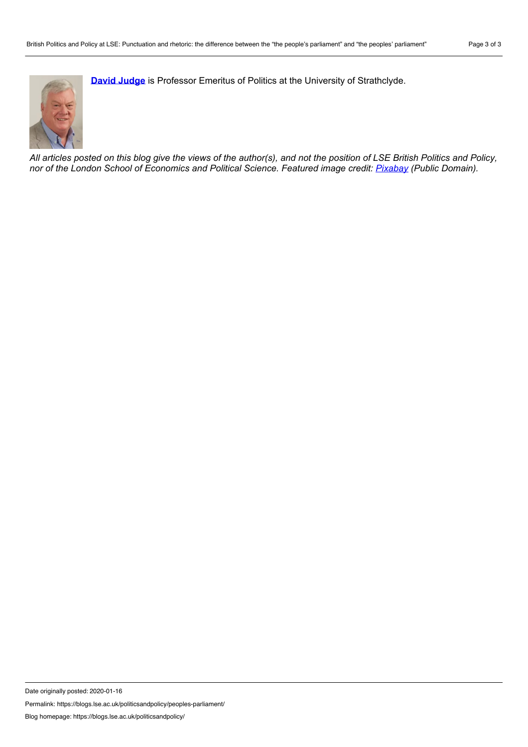**David Judge** is Professor Emeritus of Politics at the University of Strathclyde.

*All articles posted on this blog give the views of the author(s), and not the position of LSE British Politics and Policy, nor of the London School of Economics and Political Science. Featured image credit: Pixabay (Public Domain).*

Date originally posted: 2020-01-16

Permalink: https://blogs.lse.ac.uk/politicsandpolicy/peoples-parliament/

Blog homepage: https://blogs.lse.ac.uk/politicsandpolicy/